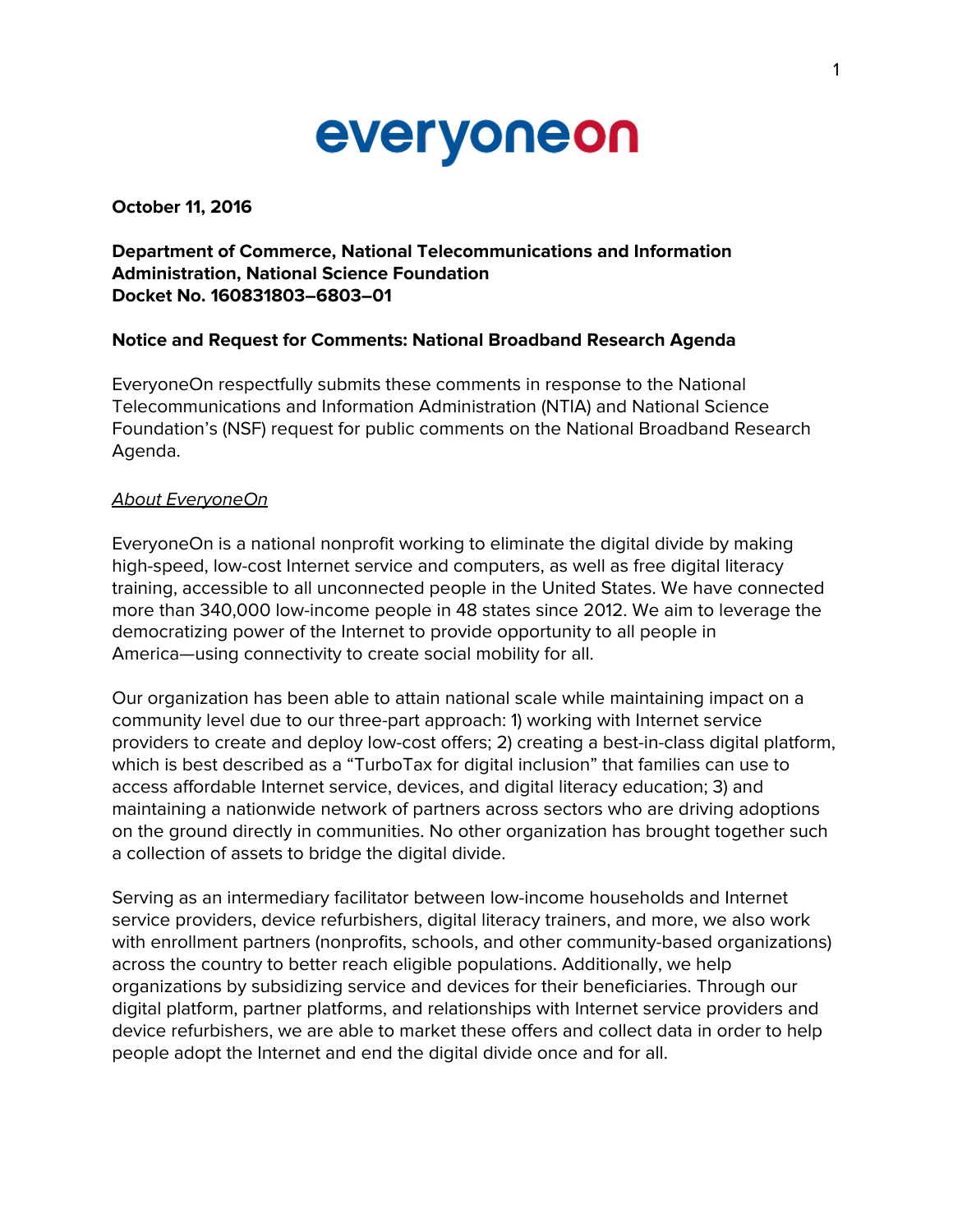# everyoneon

**October 11, 2016**

**Department of Commerce, National Telecommunications and Information Administration, National Science Foundation**
**Docket No. 160831803–6803–01**

**Notice and Request for Comments: National Broadband Research Agenda**

EveryoneOn respectfully submits these comments in response to the National Telecommunications and Information Administration (NTIA) and National Science Foundation's (NSF) request for public comments on the National Broadband Research Agenda.

*About EveryoneOn*

EveryoneOn is a national nonprofit working to eliminate the digital divide by making high-speed, low-cost Internet service and computers, as well as free digital literacy training, accessible to all unconnected people in the United States. We have connected more than 340,000 low-income people in 48 states since 2012. We aim to leverage the democratizing power of the Internet to provide opportunity to all people in America—using connectivity to create social mobility for all.

Our organization has been able to attain national scale while maintaining impact on a community level due to our three-part approach: 1) working with Internet service providers to create and deploy low-cost offers; 2) creating a best-in-class digital platform, which is best described as a "TurboTax for digital inclusion" that families can use to access affordable Internet service, devices, and digital literacy education; 3) and maintaining a nationwide network of partners across sectors who are driving adoptions on the ground directly in communities. No other organization has brought together such a collection of assets to bridge the digital divide.

Serving as an intermediary facilitator between low-income households and Internet service providers, device refurbishers, digital literacy trainers, and more, we also work with enrollment partners (nonprofits, schools, and other community-based organizations) across the country to better reach eligible populations. Additionally, we help organizations by subsidizing service and devices for their beneficiaries. Through our digital platform, partner platforms, and relationships with Internet service providers and device refurbishers, we are able to market these offers and collect data in order to help people adopt the Internet and end the digital divide once and for all.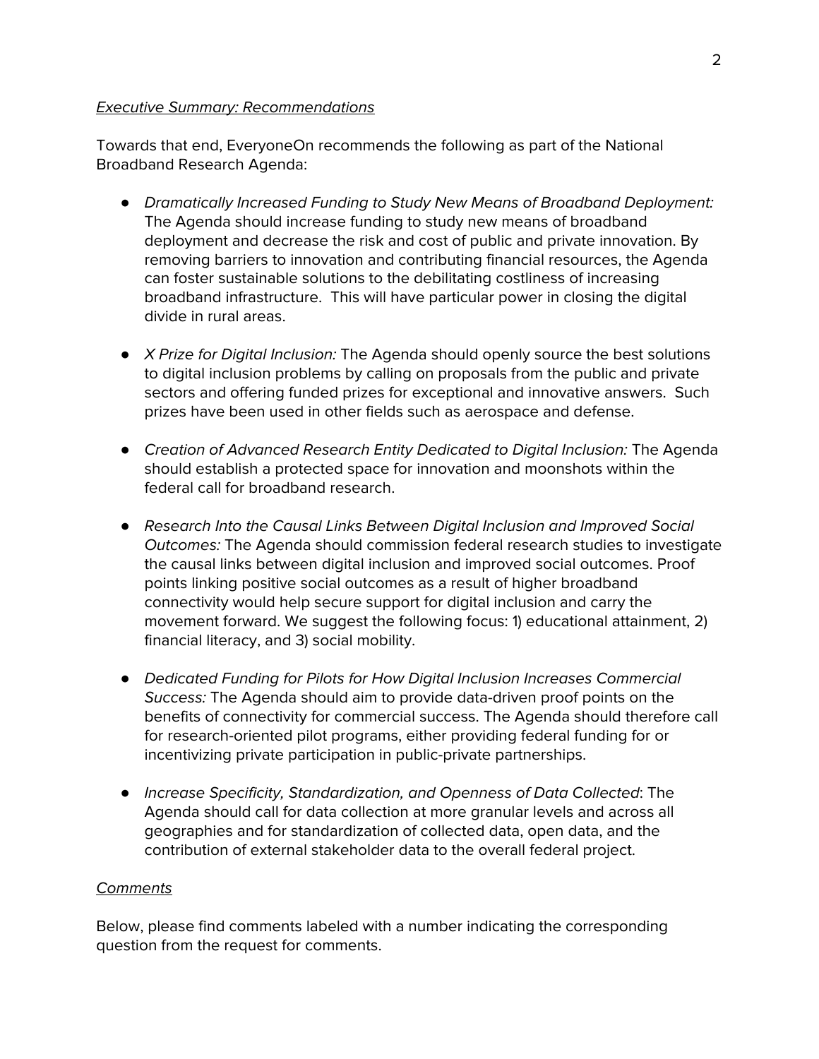*Executive Summary: Recommendations*

Towards that end, EveryoneOn recommends the following as part of the National Broadband Research Agenda:

- *Dramatically Increased Funding to Study New Means of Broadband Deployment:* The Agenda should increase funding to study new means of broadband deployment and decrease the risk and cost of public and private innovation. By removing barriers to innovation and contributing financial resources, the Agenda can foster sustainable solutions to the debilitating costliness of increasing broadband infrastructure. This will have particular power in closing the digital divide in rural areas.

- *X Prize for Digital Inclusion:* The Agenda should openly source the best solutions to digital inclusion problems by calling on proposals from the public and private sectors and offering funded prizes for exceptional and innovative answers. Such prizes have been used in other fields such as aerospace and defense.

- *Creation of Advanced Research Entity Dedicated to Digital Inclusion:* The Agenda should establish a protected space for innovation and moonshots within the federal call for broadband research.

- *Research Into the Causal Links Between Digital Inclusion and Improved Social Outcomes:* The Agenda should commission federal research studies to investigate the causal links between digital inclusion and improved social outcomes. Proof points linking positive social outcomes as a result of higher broadband connectivity would help secure support for digital inclusion and carry the movement forward. We suggest the following focus: 1) educational attainment, 2) financial literacy, and 3) social mobility.

- *Dedicated Funding for Pilots for How Digital Inclusion Increases Commercial Success:* The Agenda should aim to provide data-driven proof points on the benefits of connectivity for commercial success. The Agenda should therefore call for research-oriented pilot programs, either providing federal funding for or incentivizing private participation in public-private partnerships.

- *Increase Specificity, Standardization, and Openness of Data Collected*: The Agenda should call for data collection at more granular levels and across all geographies and for standardization of collected data, open data, and the contribution of external stakeholder data to the overall federal project.

*Comments*

Below, please find comments labeled with a number indicating the corresponding question from the request for comments.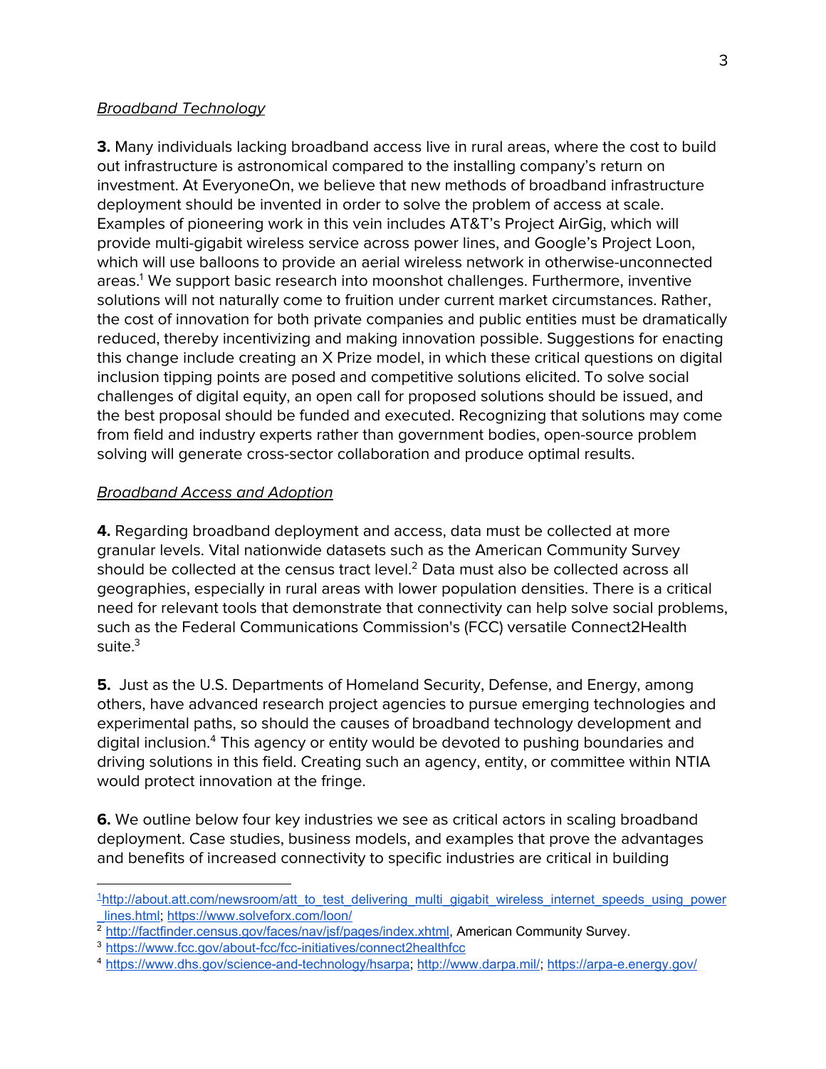*Broadband Technology*

**3.** Many individuals lacking broadband access live in rural areas, where the cost to build out infrastructure is astronomical compared to the installing company's return on investment. At EveryoneOn, we believe that new methods of broadband infrastructure deployment should be invented in order to solve the problem of access at scale. Examples of pioneering work in this vein includes AT&T's Project AirGig, which will provide multi-gigabit wireless service across power lines, and Google's Project Loon, which will use balloons to provide an aerial wireless network in otherwise-unconnected areas.[1] We support basic research into moonshot challenges. Furthermore, inventive solutions will not naturally come to fruition under current market circumstances. Rather, the cost of innovation for both private companies and public entities must be dramatically reduced, thereby incentivizing and making innovation possible. Suggestions for enacting this change include creating an X Prize model, in which these critical questions on digital inclusion tipping points are posed and competitive solutions elicited. To solve social challenges of digital equity, an open call for proposed solutions should be issued, and the best proposal should be funded and executed. Recognizing that solutions may come from field and industry experts rather than government bodies, open-source problem solving will generate cross-sector collaboration and produce optimal results.

*Broadband Access and Adoption*

**4.** Regarding broadband deployment and access, data must be collected at more granular levels. Vital nationwide datasets such as the American Community Survey should be collected at the census tract level.[2] Data must also be collected across all geographies, especially in rural areas with lower population densities. There is a critical need for relevant tools that demonstrate that connectivity can help solve social problems, such as the Federal Communications Commission's (FCC) versatile Connect2Health suite.[3]

**5.** Just as the U.S. Departments of Homeland Security, Defense, and Energy, among others, have advanced research project agencies to pursue emerging technologies and experimental paths, so should the causes of broadband technology development and digital inclusion.[4] This agency or entity would be devoted to pushing boundaries and driving solutions in this field. Creating such an agency, entity, or committee within NTIA would protect innovation at the fringe.

**6.** We outline below four key industries we see as critical actors in scaling broadband deployment. Case studies, business models, and examples that prove the advantages and benefits of increased connectivity to specific industries are critical in building

---

[1] http://about.att.com/newsroom/att_to_test_delivering_multi_gigabit_wireless_internet_speeds_using_power_lines.html; https://www.solveforx.com/loon/

[2] http://factfinder.census.gov/faces/nav/jsf/pages/index.xhtml, American Community Survey.

[3] https://www.fcc.gov/about-fcc/fcc-initiatives/connect2healthfcc

[4] https://www.dhs.gov/science-and-technology/hsarpa; http://www.darpa.mil/; https://arpa-e.energy.gov/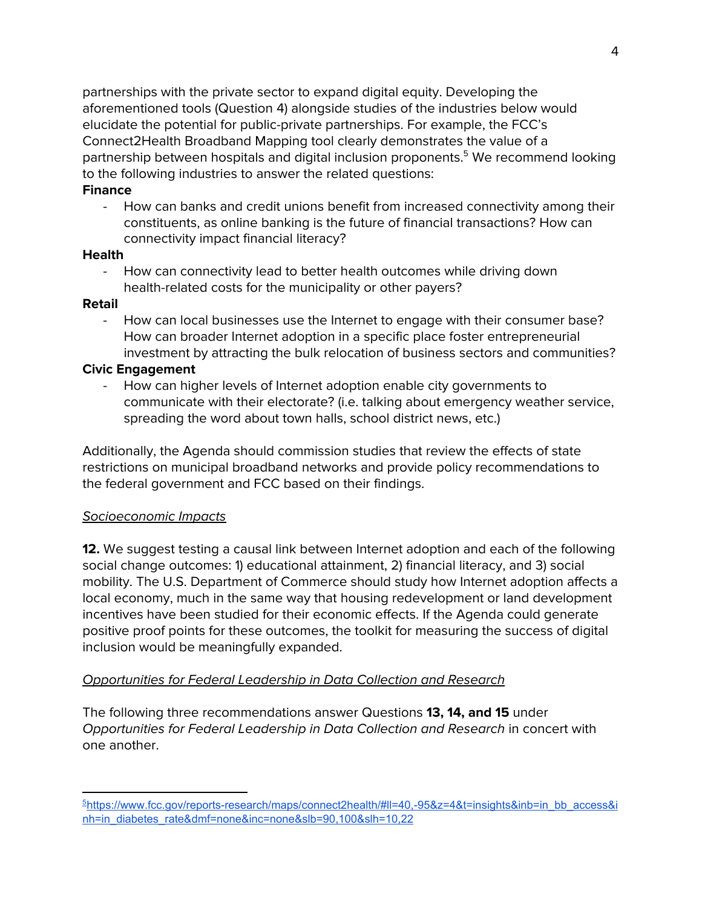partnerships with the private sector to expand digital equity. Developing the aforementioned tools (Question 4) alongside studies of the industries below would elucidate the potential for public-private partnerships. For example, the FCC's Connect2Health Broadband Mapping tool clearly demonstrates the value of a partnership between hospitals and digital inclusion proponents.[5] We recommend looking to the following industries to answer the related questions:

**Finance**

- How can banks and credit unions benefit from increased connectivity among their constituents, as online banking is the future of financial transactions? How can connectivity impact financial literacy?

**Health**

- How can connectivity lead to better health outcomes while driving down health-related costs for the municipality or other payers?

**Retail**

- How can local businesses use the Internet to engage with their consumer base? How can broader Internet adoption in a specific place foster entrepreneurial investment by attracting the bulk relocation of business sectors and communities?

**Civic Engagement**

- How can higher levels of Internet adoption enable city governments to communicate with their electorate? (i.e. talking about emergency weather service, spreading the word about town halls, school district news, etc.)

Additionally, the Agenda should commission studies that review the effects of state restrictions on municipal broadband networks and provide policy recommendations to the federal government and FCC based on their findings.

*Socioeconomic Impacts*

**12.** We suggest testing a causal link between Internet adoption and each of the following social change outcomes: 1) educational attainment, 2) financial literacy, and 3) social mobility. The U.S. Department of Commerce should study how Internet adoption affects a local economy, much in the same way that housing redevelopment or land development incentives have been studied for their economic effects. If the Agenda could generate positive proof points for these outcomes, the toolkit for measuring the success of digital inclusion would be meaningfully expanded.

*Opportunities for Federal Leadership in Data Collection and Research*

The following three recommendations answer Questions **13, 14, and 15** under *Opportunities for Federal Leadership in Data Collection and Research* in concert with one another.

---

[5] https://www.fcc.gov/reports-research/maps/connect2health/#ll=40,-95&z=4&t=insights&inb=in_bb_access&inh=in_diabetes_rate&dmf=none&inc=none&slb=90,100&slh=10,22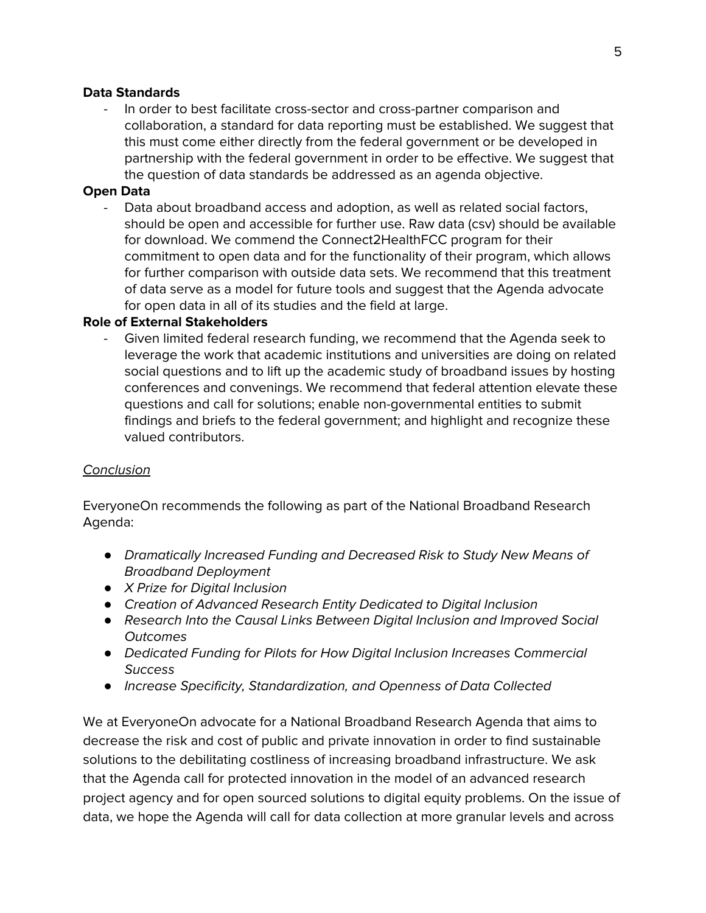**Data Standards**

- In order to best facilitate cross-sector and cross-partner comparison and collaboration, a standard for data reporting must be established. We suggest that this must come either directly from the federal government or be developed in partnership with the federal government in order to be effective. We suggest that the question of data standards be addressed as an agenda objective.

**Open Data**

- Data about broadband access and adoption, as well as related social factors, should be open and accessible for further use. Raw data (csv) should be available for download. We commend the Connect2HealthFCC program for their commitment to open data and for the functionality of their program, which allows for further comparison with outside data sets. We recommend that this treatment of data serve as a model for future tools and suggest that the Agenda advocate for open data in all of its studies and the field at large.

**Role of External Stakeholders**

- Given limited federal research funding, we recommend that the Agenda seek to leverage the work that academic institutions and universities are doing on related social questions and to lift up the academic study of broadband issues by hosting conferences and convenings. We recommend that federal attention elevate these questions and call for solutions; enable non-governmental entities to submit findings and briefs to the federal government; and highlight and recognize these valued contributors.

<u>Conclusion</u>

EveryoneOn recommends the following as part of the National Broadband Research Agenda:

- *Dramatically Increased Funding and Decreased Risk to Study New Means of Broadband Deployment*
- *X Prize for Digital Inclusion*
- *Creation of Advanced Research Entity Dedicated to Digital Inclusion*
- *Research Into the Causal Links Between Digital Inclusion and Improved Social Outcomes*
- *Dedicated Funding for Pilots for How Digital Inclusion Increases Commercial Success*
- *Increase Specificity, Standardization, and Openness of Data Collected*

We at EveryoneOn advocate for a National Broadband Research Agenda that aims to decrease the risk and cost of public and private innovation in order to find sustainable solutions to the debilitating costliness of increasing broadband infrastructure. We ask that the Agenda call for protected innovation in the model of an advanced research project agency and for open sourced solutions to digital equity problems. On the issue of data, we hope the Agenda will call for data collection at more granular levels and across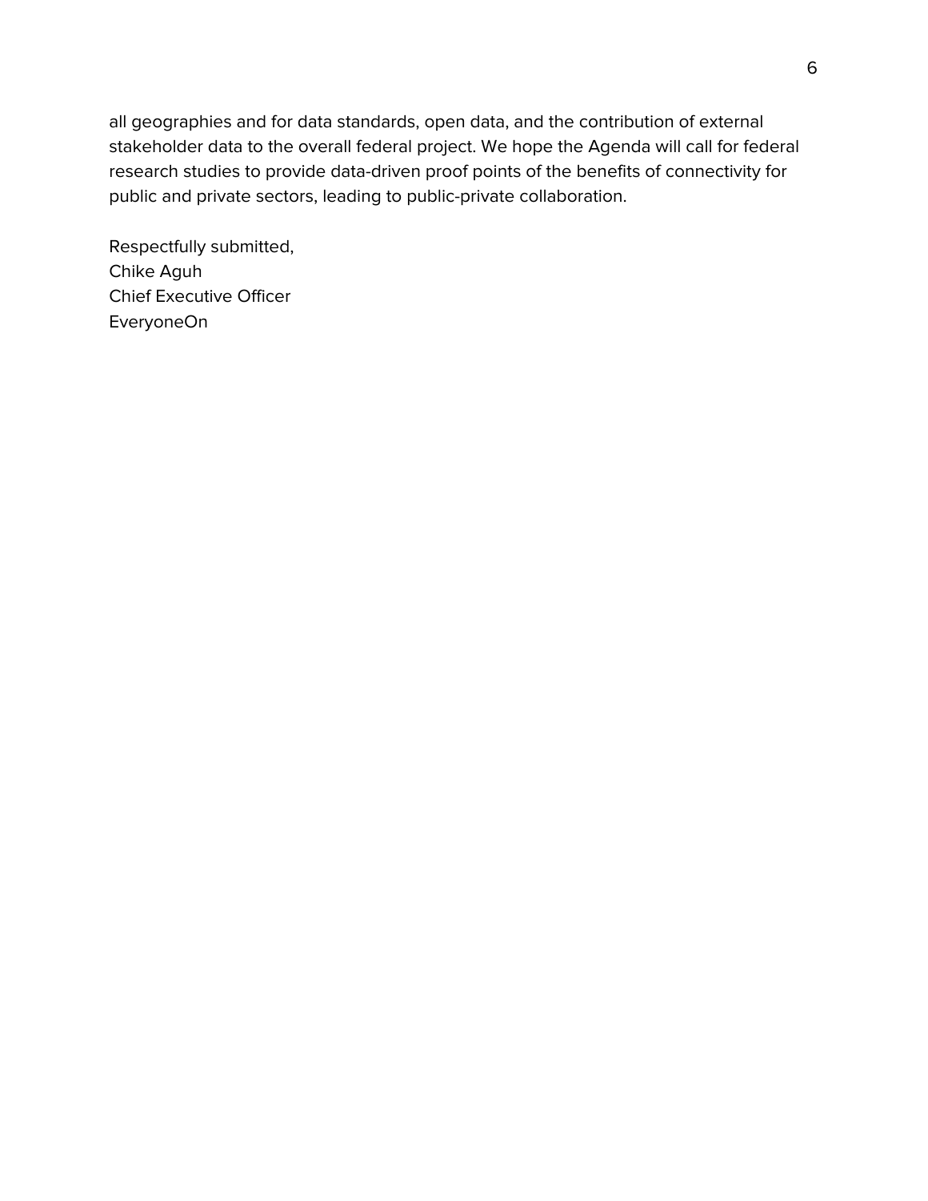all geographies and for data standards, open data, and the contribution of external stakeholder data to the overall federal project. We hope the Agenda will call for federal research studies to provide data-driven proof points of the benefits of connectivity for public and private sectors, leading to public-private collaboration.

Respectfully submitted,
Chike Aguh
Chief Executive Officer
EveryoneOn